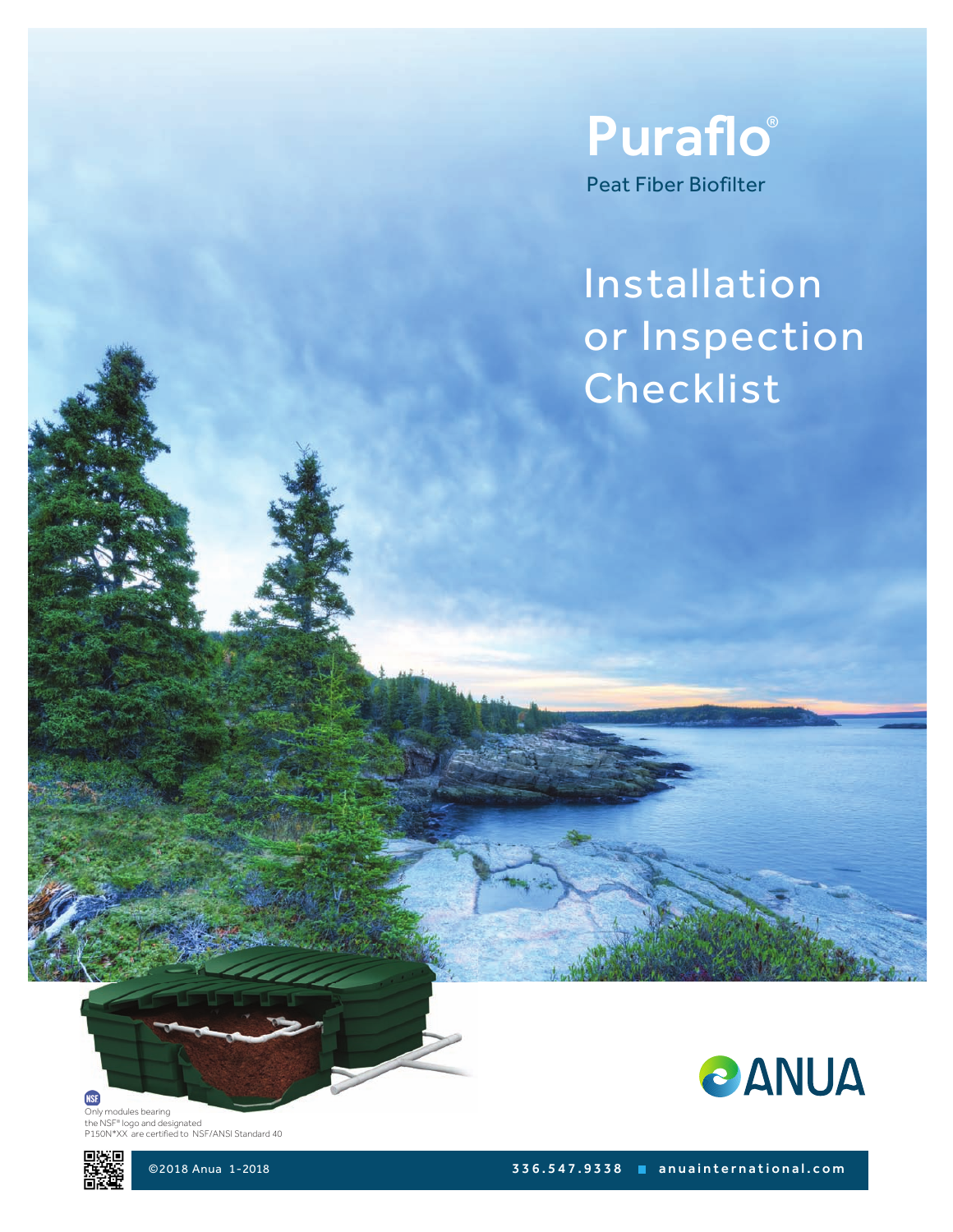# Puraflo®

Peat Fiber Biofilter

## Installation or Inspection Checklist

Only modules bearing the NSF® logo and designated P150N*XX are certified to NSF/ANSI Standard 40

ANUA

©2018 Anua 1-2018

336.547.9338 ■ anuainternational.com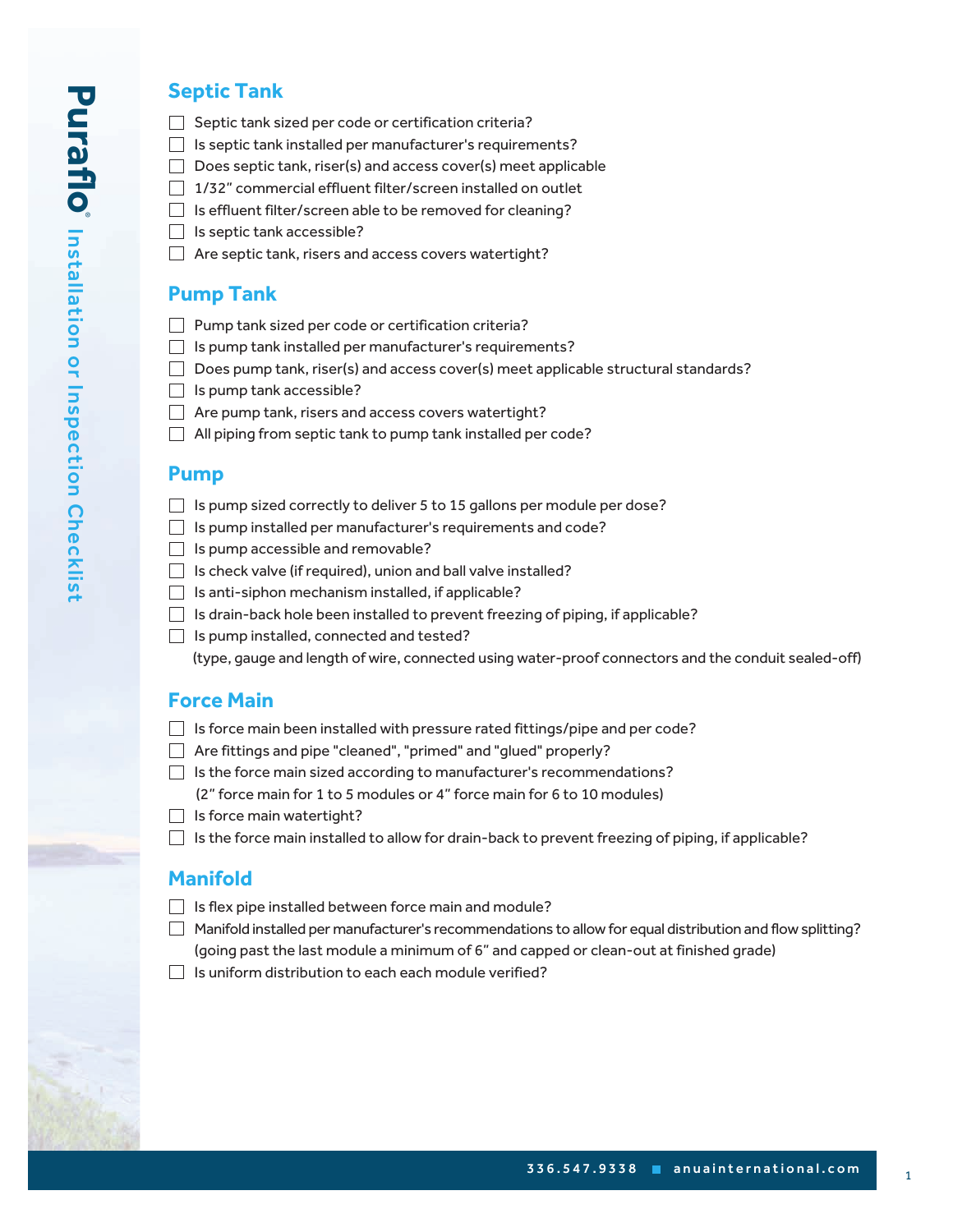# Puraflo® Installation or Inspection Checklist

## Septic Tank

- [ ] Septic tank sized per code or certification criteria?
- [ ] Is septic tank installed per manufacturer's requirements?
- [ ] Does septic tank, riser(s) and access cover(s) meet applicable
- [ ] 1/32" commercial effluent filter/screen installed on outlet
- [ ] Is effluent filter/screen able to be removed for cleaning?
- [ ] Is septic tank accessible?
- [ ] Are septic tank, risers and access covers watertight?

## Pump Tank

- [ ] Pump tank sized per code or certification criteria?
- [ ] Is pump tank installed per manufacturer's requirements?
- [ ] Does pump tank, riser(s) and access cover(s) meet applicable structural standards?
- [ ] Is pump tank accessible?
- [ ] Are pump tank, risers and access covers watertight?
- [ ] All piping from septic tank to pump tank installed per code?

## Pump

- [ ] Is pump sized correctly to deliver 5 to 15 gallons per module per dose?
- [ ] Is pump installed per manufacturer's requirements and code?
- [ ] Is pump accessible and removable?
- [ ] Is check valve (if required), union and ball valve installed?
- [ ] Is anti-siphon mechanism installed, if applicable?
- [ ] Is drain-back hole been installed to prevent freezing of piping, if applicable?
- [ ] Is pump installed, connected and tested?
  (type, gauge and length of wire, connected using water-proof connectors and the conduit sealed-off)

## Force Main

- [ ] Is force main been installed with pressure rated fittings/pipe and per code?
- [ ] Are fittings and pipe "cleaned", "primed" and "glued" properly?
- [ ] Is the force main sized according to manufacturer's recommendations?
  (2" force main for 1 to 5 modules or 4" force main for 6 to 10 modules)
- [ ] Is force main watertight?
- [ ] Is the force main installed to allow for drain-back to prevent freezing of piping, if applicable?

## Manifold

- [ ] Is flex pipe installed between force main and module?
- [ ] Manifold installed per manufacturer's recommendations to allow for equal distribution and flow splitting?
  (going past the last module a minimum of 6" and capped or clean-out at finished grade)
- [ ] Is uniform distribution to each each module verified?

336.547.9338 ■ anuainternational.com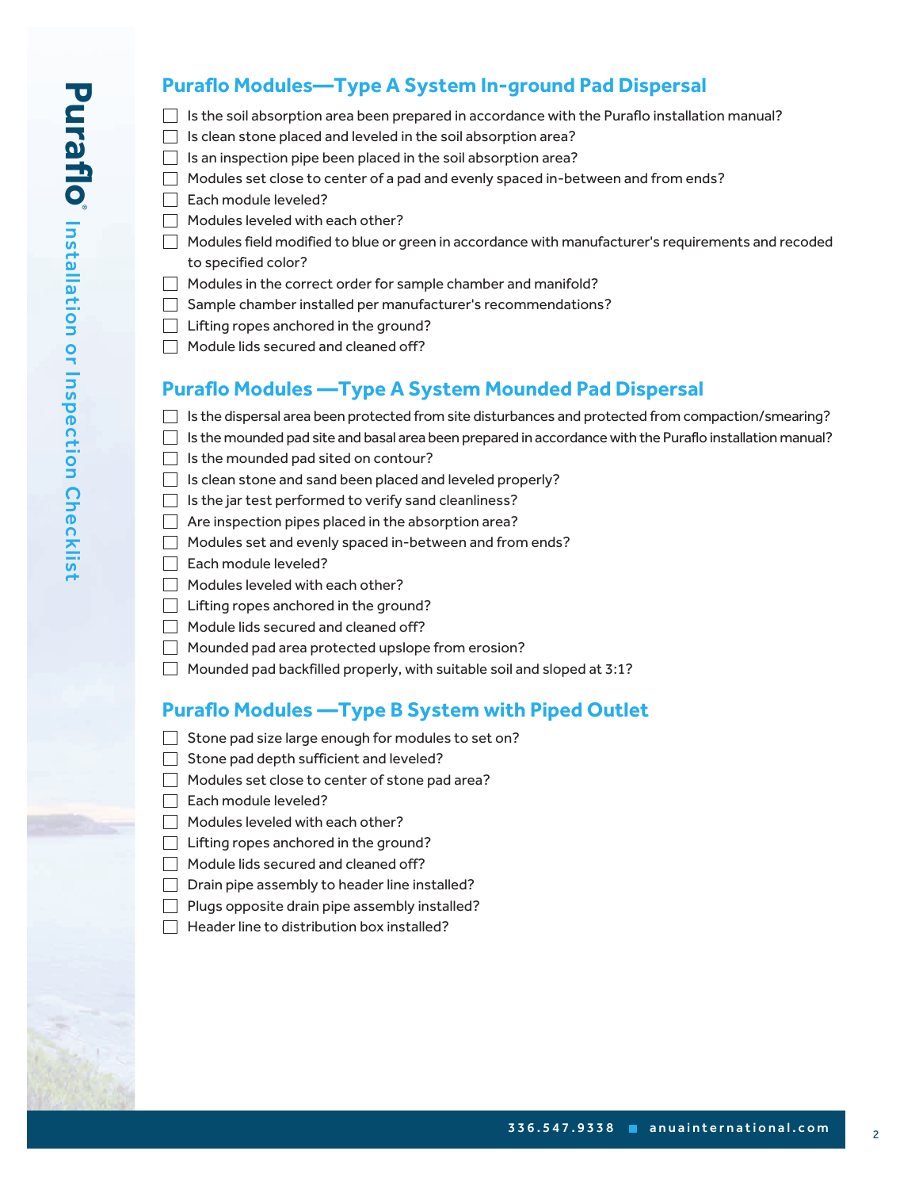## Puraflo Modules—Type A System In-ground Pad Dispersal

- [ ] Is the soil absorption area been prepared in accordance with the Puraflo installation manual?
- [ ] Is clean stone placed and leveled in the soil absorption area?
- [ ] Is an inspection pipe been placed in the soil absorption area?
- [ ] Modules set close to center of a pad and evenly spaced in-between and from ends?
- [ ] Each module leveled?
- [ ] Modules leveled with each other?
- [ ] Modules field modified to blue or green in accordance with manufacturer's requirements and recoded to specified color?
- [ ] Modules in the correct order for sample chamber and manifold?
- [ ] Sample chamber installed per manufacturer's recommendations?
- [ ] Lifting ropes anchored in the ground?
- [ ] Module lids secured and cleaned off?

## Puraflo Modules —Type A System Mounded Pad Dispersal

- [ ] Is the dispersal area been protected from site disturbances and protected from compaction/smearing?
- [ ] Is the mounded pad site and basal area been prepared in accordance with the Puraflo installation manual?
- [ ] Is the mounded pad sited on contour?
- [ ] Is clean stone and sand been placed and leveled properly?
- [ ] Is the jar test performed to verify sand cleanliness?
- [ ] Are inspection pipes placed in the absorption area?
- [ ] Modules set and evenly spaced in-between and from ends?
- [ ] Each module leveled?
- [ ] Modules leveled with each other?
- [ ] Lifting ropes anchored in the ground?
- [ ] Module lids secured and cleaned off?
- [ ] Mounded pad area protected upslope from erosion?
- [ ] Mounded pad backfilled properly, with suitable soil and sloped at 3:1?

## Puraflo Modules —Type B System with Piped Outlet

- [ ] Stone pad size large enough for modules to set on?
- [ ] Stone pad depth sufficient and leveled?
- [ ] Modules set close to center of stone pad area?
- [ ] Each module leveled?
- [ ] Modules leveled with each other?
- [ ] Lifting ropes anchored in the ground?
- [ ] Module lids secured and cleaned off?
- [ ] Drain pipe assembly to header line installed?
- [ ] Plugs opposite drain pipe assembly installed?
- [ ] Header line to distribution box installed?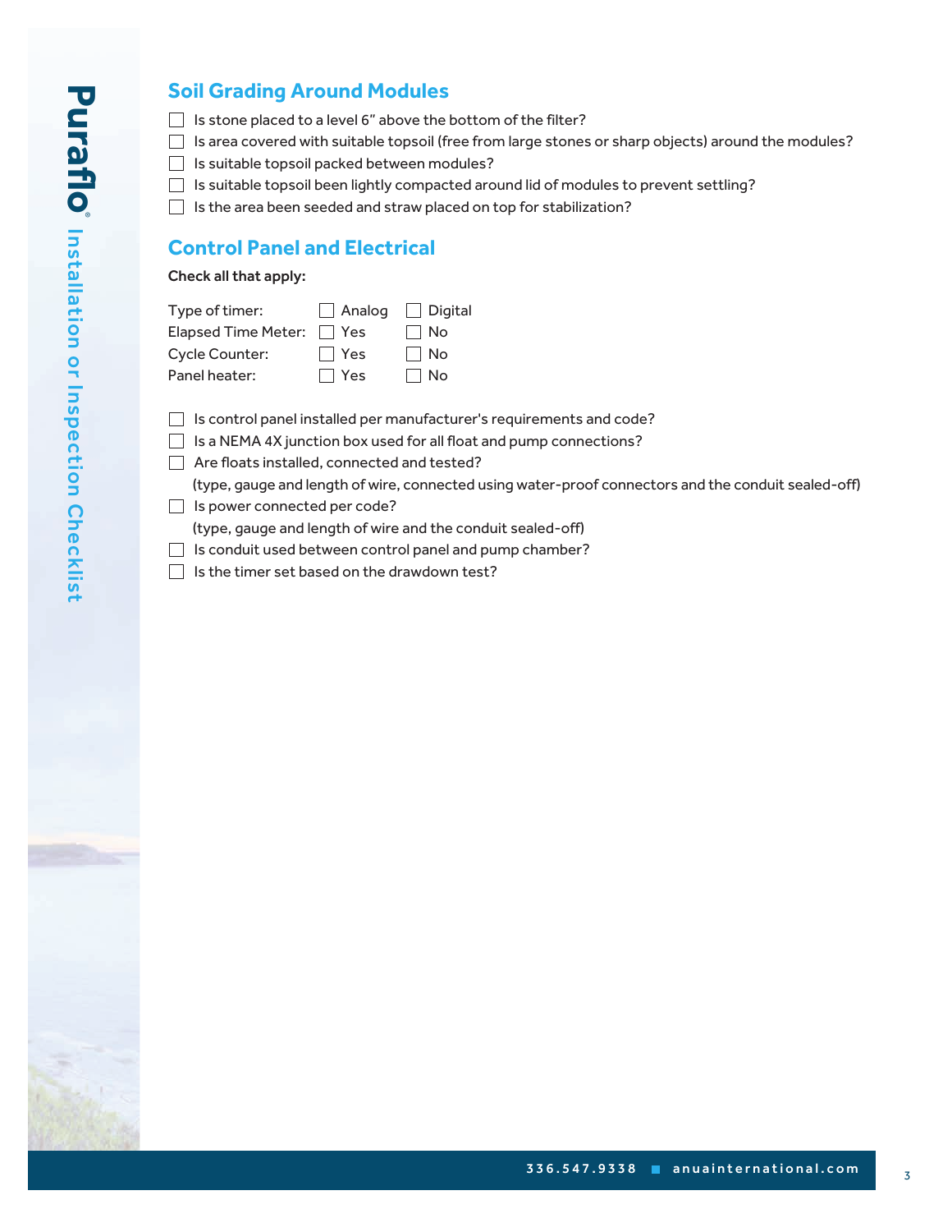## Soil Grading Around Modules

- ☐ Is stone placed to a level 6" above the bottom of the filter?
- ☐ Is area covered with suitable topsoil (free from large stones or sharp objects) around the modules?
- ☐ Is suitable topsoil packed between modules?
- ☐ Is suitable topsoil been lightly compacted around lid of modules to prevent settling?
- ☐ Is the area been seeded and straw placed on top for stabilization?

## Control Panel and Electrical

**Check all that apply:**

| | | |
|---|---|---|
| Type of timer: | ☐ Analog | ☐ Digital |
| Elapsed Time Meter: | ☐ Yes | ☐ No |
| Cycle Counter: | ☐ Yes | ☐ No |
| Panel heater: | ☐ Yes | ☐ No |

- ☐ Is control panel installed per manufacturer's requirements and code?
- ☐ Is a NEMA 4X junction box used for all float and pump connections?
- ☐ Are floats installed, connected and tested?
  (type, gauge and length of wire, connected using water-proof connectors and the conduit sealed-off)
- ☐ Is power connected per code?
  (type, gauge and length of wire and the conduit sealed-off)
- ☐ Is conduit used between control panel and pump chamber?
- ☐ Is the timer set based on the drawdown test?